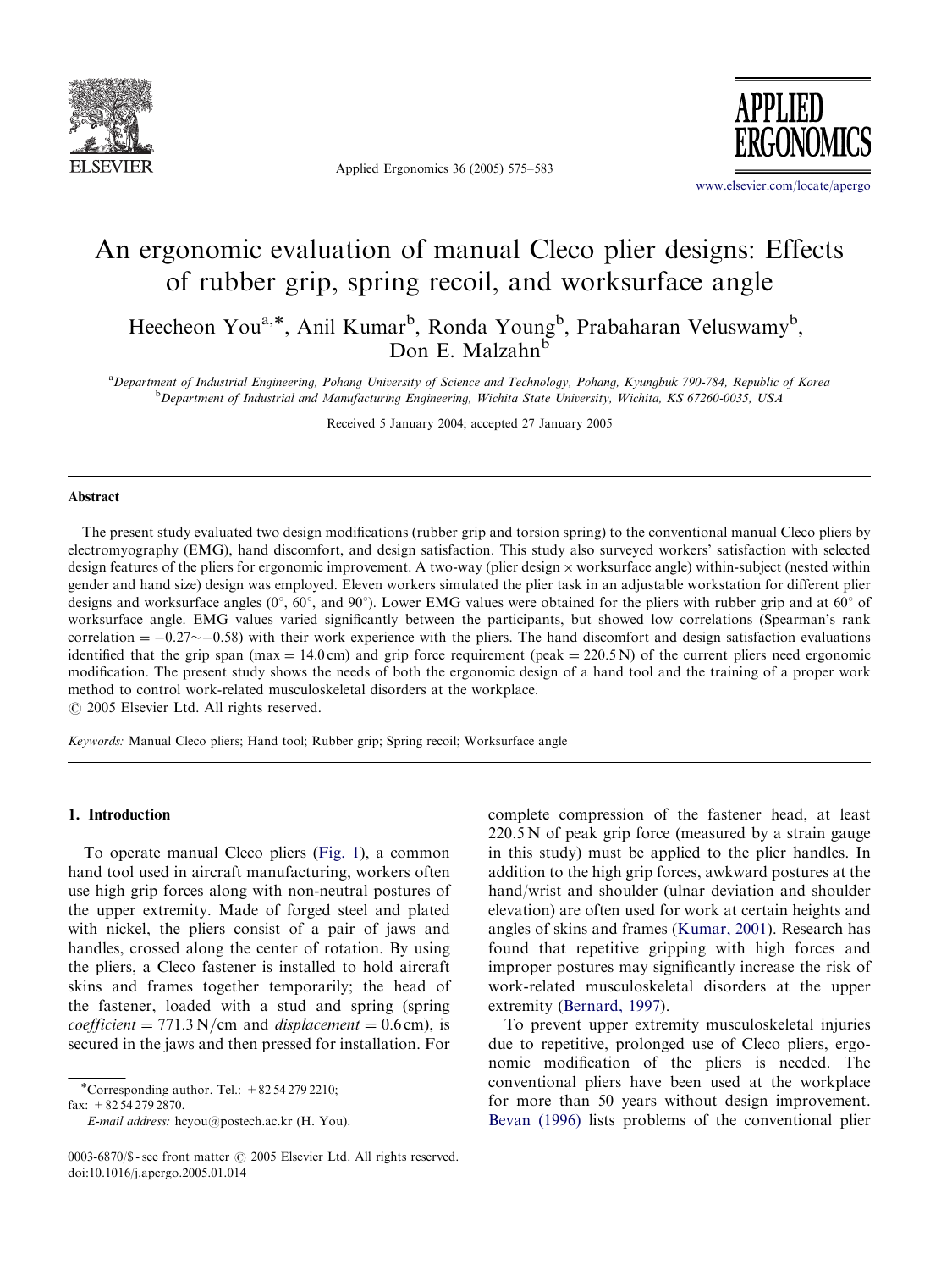# An ergonomic evaluation of manual Cleco plier designs: Effects of rubber grip, spring recoil, and worksurface angle

Heecheon You[a,*], Anil Kumar[b], Ronda Young[b], Prabaharan Veluswamy[b], Don E. Malzahn[b]

[a]Department of Industrial Engineering, Pohang University of Science and Technology, Pohang, Kyungbuk 790-784, Republic of Korea

[b]Department of Industrial and Manufacturing Engineering, Wichita State University, Wichita, KS 67260-0035, USA

Received 5 January 2004; accepted 27 January 2005

## Abstract

The present study evaluated two design modifications (rubber grip and torsion spring) to the conventional manual Cleco pliers by electromyography (EMG), hand discomfort, and design satisfaction. This study also surveyed workers' satisfaction with selected design features of the pliers for ergonomic improvement. A two-way (plier design × worksurface angle) within-subject (nested within gender and hand size) design was employed. Eleven workers simulated the plier task in an adjustable workstation for different plier designs and worksurface angles (0°, 60°, and 90°). Lower EMG values were obtained for the pliers with rubber grip and at 60° of worksurface angle. EMG values varied significantly between the participants, but showed low correlations (Spearman's rank correlation = −0.27∼−0.58) with their work experience with the pliers. The hand discomfort and design satisfaction evaluations identified that the grip span (max = 14.0 cm) and grip force requirement (peak = 220.5 N) of the current pliers need ergonomic modification. The present study shows the needs of both the ergonomic design of a hand tool and the training of a proper work method to control work-related musculoskeletal disorders at the workplace.

© 2005 Elsevier Ltd. All rights reserved.

*Keywords:* Manual Cleco pliers; Hand tool; Rubber grip; Spring recoil; Worksurface angle

## 1. Introduction

To operate manual Cleco pliers (Fig. 1), a common hand tool used in aircraft manufacturing, workers often use high grip forces along with non-neutral postures of the upper extremity. Made of forged steel and plated with nickel, the pliers consist of a pair of jaws and handles, crossed along the center of rotation. By using the pliers, a Cleco fastener is installed to hold aircraft skins and frames together temporarily; the head of the fastener, loaded with a stud and spring (spring *coefficient* = 771.3 N/cm and *displacement* = 0.6 cm), is secured in the jaws and then pressed for installation. For complete compression of the fastener head, at least 220.5 N of peak grip force (measured by a strain gauge in this study) must be applied to the plier handles. In addition to the high grip forces, awkward postures at the hand/wrist and shoulder (ulnar deviation and shoulder elevation) are often used for work at certain heights and angles of skins and frames (Kumar, 2001). Research has found that repetitive gripping with high forces and improper postures may significantly increase the risk of work-related musculoskeletal disorders at the upper extremity (Bernard, 1997).

To prevent upper extremity musculoskeletal injuries due to repetitive, prolonged use of Cleco pliers, ergonomic modification of the pliers is needed. The conventional pliers have been used at the workplace for more than 50 years without design improvement. Bevan (1996) lists problems of the conventional plier

*Corresponding author. Tel.: +82 54 279 2210; fax: +82 54 279 2870.
*E-mail address:* hcyou@postech.ac.kr (H. You).

0003-6870/$ - see front matter © 2005 Elsevier Ltd. All rights reserved.
doi:10.1016/j.apergo.2005.01.014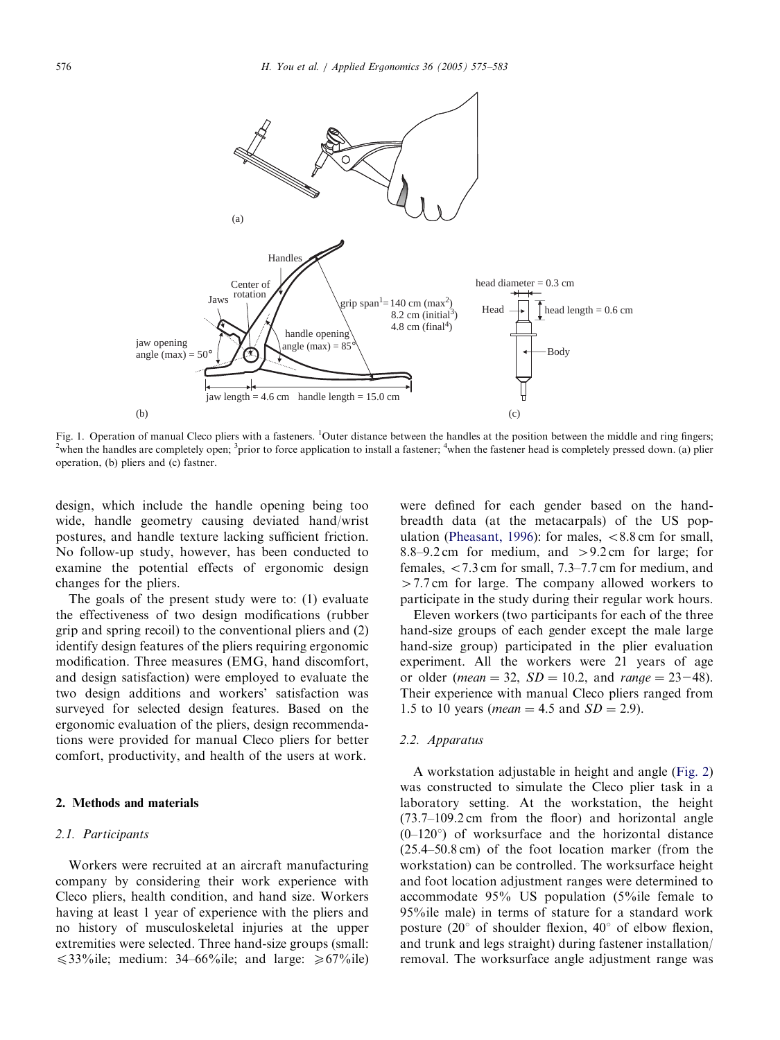Fig. 1. Operation of manual Cleco pliers with a fasteners. [1]Outer distance between the handles at the position between the middle and ring fingers; [2]when the handles are completely open; [3]prior to force application to install a fastener; [4]when the fastener head is completely pressed down. (a) plier operation, (b) pliers and (c) fastner.

design, which include the handle opening being too wide, handle geometry causing deviated hand/wrist postures, and handle texture lacking sufficient friction. No follow-up study, however, has been conducted to examine the potential effects of ergonomic design changes for the pliers.

The goals of the present study were to: (1) evaluate the effectiveness of two design modifications (rubber grip and spring recoil) to the conventional pliers and (2) identify design features of the pliers requiring ergonomic modification. Three measures (EMG, hand discomfort, and design satisfaction) were employed to evaluate the two design additions and workers' satisfaction was surveyed for selected design features. Based on the ergonomic evaluation of the pliers, design recommendations were provided for manual Cleco pliers for better comfort, productivity, and health of the users at work.

## 2. Methods and materials

### 2.1. Participants

Workers were recruited at an aircraft manufacturing company by considering their work experience with Cleco pliers, health condition, and hand size. Workers having at least 1 year of experience with the pliers and no history of musculoskeletal injuries at the upper extremities were selected. Three hand-size groups (small: $\leqslant$33%ile; medium: 34–66%ile; and large: $\geqslant$67%ile) were defined for each gender based on the hand-breadth data (at the metacarpals) of the US population (Pheasant, 1996): for males, $<$8.8 cm for small, 8.8–9.2 cm for medium, and $>$9.2 cm for large; for females, $<$7.3 cm for small, 7.3–7.7 cm for medium, and $>$7.7 cm for large. The company allowed workers to participate in the study during their regular work hours.

Eleven workers (two participants for each of the three hand-size groups of each gender except the male large hand-size group) participated in the plier evaluation experiment. All the workers were 21 years of age or older (*mean* = 32, *SD* = 10.2, and *range* = 23−48). Their experience with manual Cleco pliers ranged from 1.5 to 10 years (*mean* = 4.5 and *SD* = 2.9).

### 2.2. Apparatus

A workstation adjustable in height and angle (Fig. 2) was constructed to simulate the Cleco plier task in a laboratory setting. At the workstation, the height (73.7–109.2 cm from the floor) and horizontal angle (0–120°) of worksurface and the horizontal distance (25.4–50.8 cm) of the foot location marker (from the workstation) can be controlled. The worksurface height and foot location adjustment ranges were determined to accommodate 95% US population (5%ile female to 95%ile male) in terms of stature for a standard work posture (20° of shoulder flexion, 40° of elbow flexion, and trunk and legs straight) during fastener installation/removal. The worksurface angle adjustment range was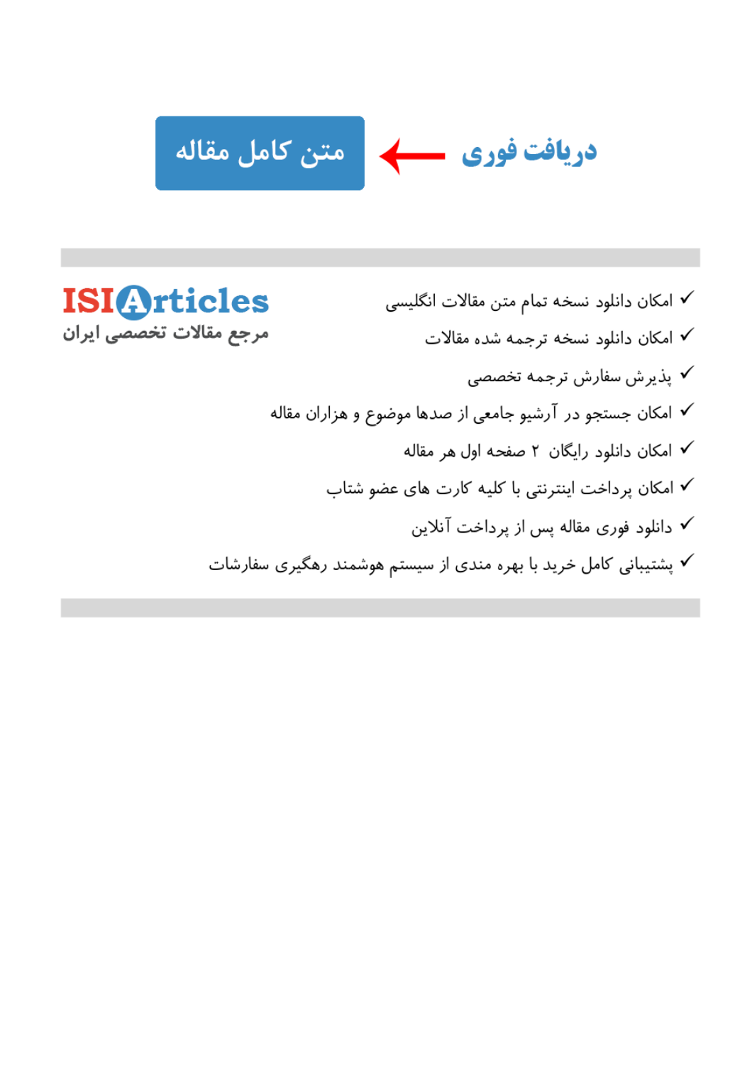دریافت فوری ← متن کامل مقاله

**ISIArticles**
مرجع مقالات تخصصی ایران

- ✓ امکان دانلود نسخه تمام متن مقالات انگلیسی
- ✓ امکان دانلود نسخه ترجمه شده مقالات
- ✓ پذیرش سفارش ترجمه تخصصی
- ✓ امکان جستجو در آرشیو جامعی از صدها موضوع و هزاران مقاله
- ✓ امکان دانلود رایگان ۲ صفحه اول هر مقاله
- ✓ امکان پرداخت اینترنتی با کلیه کارت های عضو شتاب
- ✓ دانلود فوری مقاله پس از پرداخت آنلاین
- ✓ پشتیبانی کامل خرید با بهره مندی از سیستم هوشمند رهگیری سفارشات